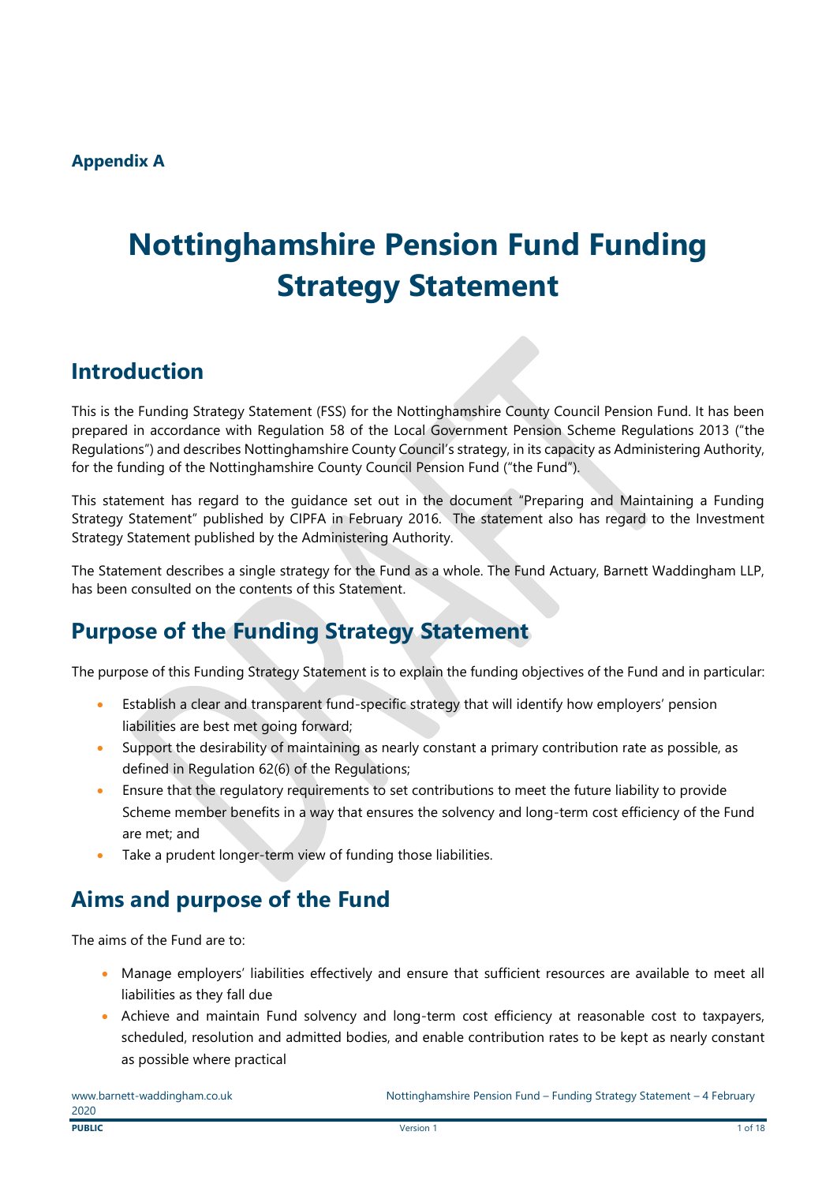**Appendix A**

# Nottinghamshire Pension Fund Funding Strategy Statement

## Introduction

This is the Funding Strategy Statement (FSS) for the Nottinghamshire County Council Pension Fund. It has been prepared in accordance with Regulation 58 of the Local Government Pension Scheme Regulations 2013 ("the Regulations") and describes Nottinghamshire County Council's strategy, in its capacity as Administering Authority, for the funding of the Nottinghamshire County Council Pension Fund ("the Fund").

This statement has regard to the guidance set out in the document "Preparing and Maintaining a Funding Strategy Statement" published by CIPFA in February 2016. The statement also has regard to the Investment Strategy Statement published by the Administering Authority.

The Statement describes a single strategy for the Fund as a whole. The Fund Actuary, Barnett Waddingham LLP, has been consulted on the contents of this Statement.

## Purpose of the Funding Strategy Statement

The purpose of this Funding Strategy Statement is to explain the funding objectives of the Fund and in particular:

- Establish a clear and transparent fund-specific strategy that will identify how employers' pension liabilities are best met going forward;
- Support the desirability of maintaining as nearly constant a primary contribution rate as possible, as defined in Regulation 62(6) of the Regulations;
- Ensure that the regulatory requirements to set contributions to meet the future liability to provide Scheme member benefits in a way that ensures the solvency and long-term cost efficiency of the Fund are met; and
- Take a prudent longer-term view of funding those liabilities.

## Aims and purpose of the Fund

The aims of the Fund are to:

- Manage employers' liabilities effectively and ensure that sufficient resources are available to meet all liabilities as they fall due
- Achieve and maintain Fund solvency and long-term cost efficiency at reasonable cost to taxpayers, scheduled, resolution and admitted bodies, and enable contribution rates to be kept as nearly constant as possible where practical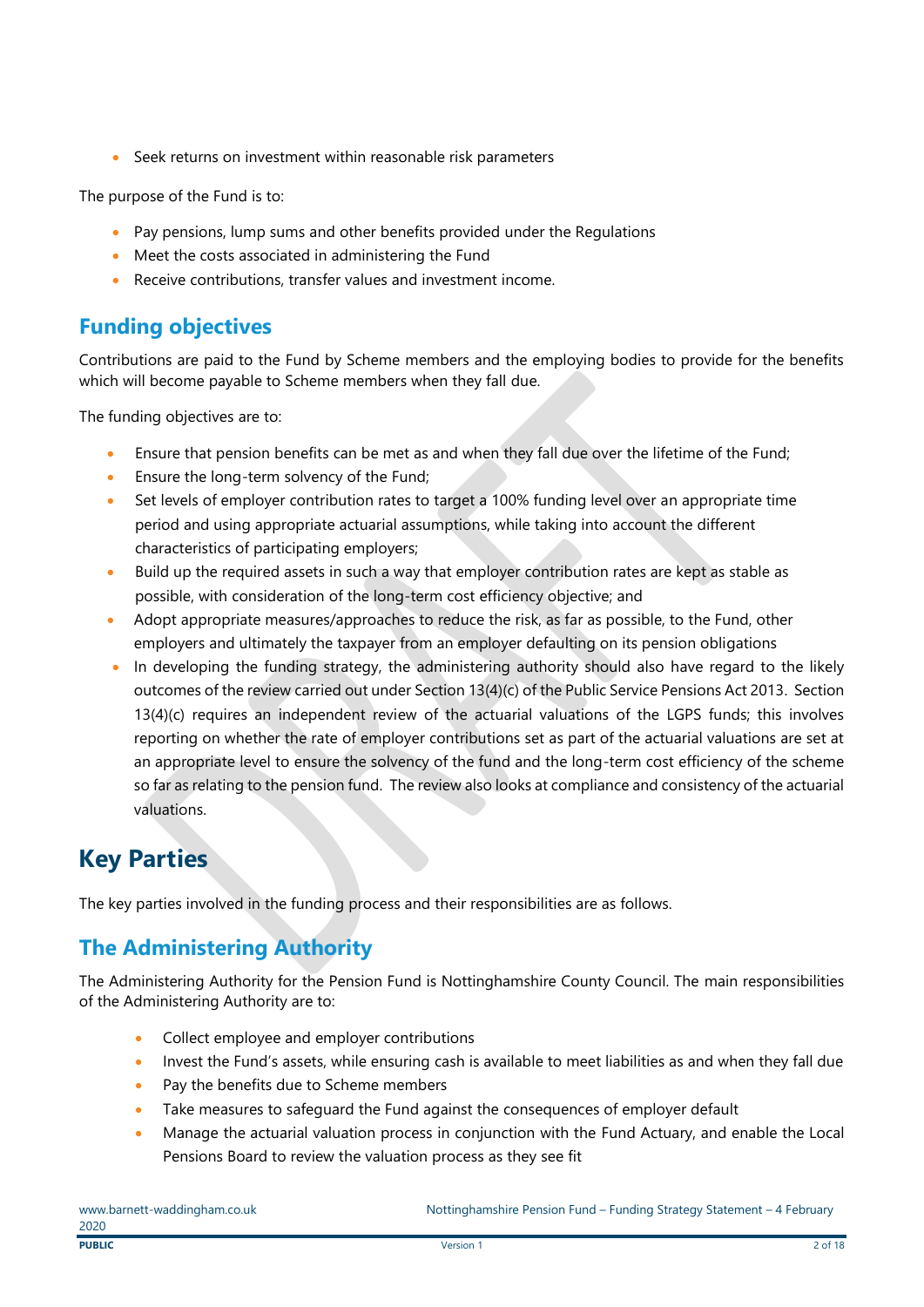- Seek returns on investment within reasonable risk parameters

The purpose of the Fund is to:

- Pay pensions, lump sums and other benefits provided under the Regulations
- Meet the costs associated in administering the Fund
- Receive contributions, transfer values and investment income.

## Funding objectives

Contributions are paid to the Fund by Scheme members and the employing bodies to provide for the benefits which will become payable to Scheme members when they fall due.

The funding objectives are to:

- Ensure that pension benefits can be met as and when they fall due over the lifetime of the Fund;
- Ensure the long-term solvency of the Fund;
- Set levels of employer contribution rates to target a 100% funding level over an appropriate time period and using appropriate actuarial assumptions, while taking into account the different characteristics of participating employers;
- Build up the required assets in such a way that employer contribution rates are kept as stable as possible, with consideration of the long-term cost efficiency objective; and
- Adopt appropriate measures/approaches to reduce the risk, as far as possible, to the Fund, other employers and ultimately the taxpayer from an employer defaulting on its pension obligations
- In developing the funding strategy, the administering authority should also have regard to the likely outcomes of the review carried out under Section 13(4)(c) of the Public Service Pensions Act 2013. Section 13(4)(c) requires an independent review of the actuarial valuations of the LGPS funds; this involves reporting on whether the rate of employer contributions set as part of the actuarial valuations are set at an appropriate level to ensure the solvency of the fund and the long-term cost efficiency of the scheme so far as relating to the pension fund. The review also looks at compliance and consistency of the actuarial valuations.

# Key Parties

The key parties involved in the funding process and their responsibilities are as follows.

## The Administering Authority

The Administering Authority for the Pension Fund is Nottinghamshire County Council. The main responsibilities of the Administering Authority are to:

- Collect employee and employer contributions
- Invest the Fund's assets, while ensuring cash is available to meet liabilities as and when they fall due
- Pay the benefits due to Scheme members
- Take measures to safeguard the Fund against the consequences of employer default
- Manage the actuarial valuation process in conjunction with the Fund Actuary, and enable the Local Pensions Board to review the valuation process as they see fit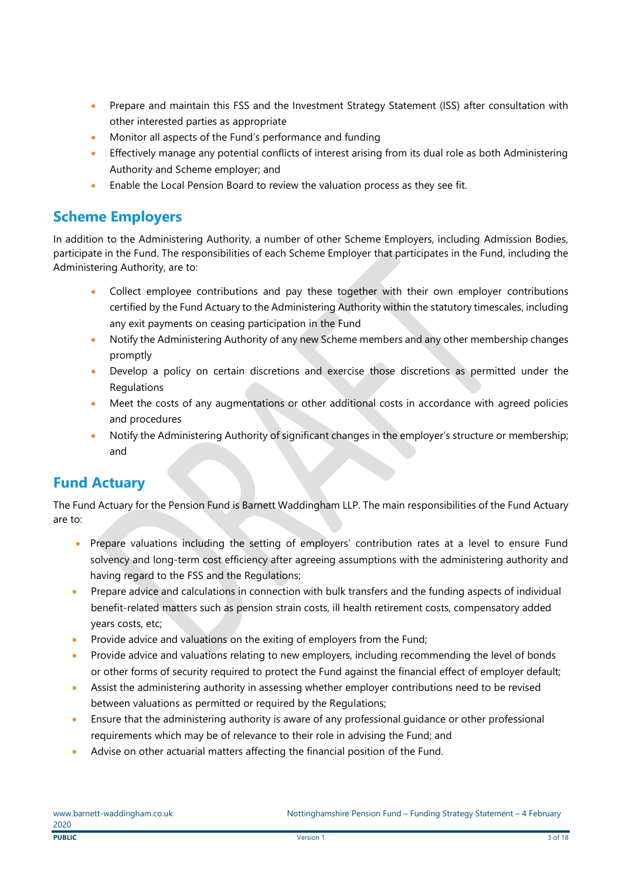- Prepare and maintain this FSS and the Investment Strategy Statement (ISS) after consultation with other interested parties as appropriate
- Monitor all aspects of the Fund's performance and funding
- Effectively manage any potential conflicts of interest arising from its dual role as both Administering Authority and Scheme employer; and
- Enable the Local Pension Board to review the valuation process as they see fit.

## Scheme Employers

In addition to the Administering Authority, a number of other Scheme Employers, including Admission Bodies, participate in the Fund. The responsibilities of each Scheme Employer that participates in the Fund, including the Administering Authority, are to:

- Collect employee contributions and pay these together with their own employer contributions certified by the Fund Actuary to the Administering Authority within the statutory timescales, including any exit payments on ceasing participation in the Fund
- Notify the Administering Authority of any new Scheme members and any other membership changes promptly
- Develop a policy on certain discretions and exercise those discretions as permitted under the Regulations
- Meet the costs of any augmentations or other additional costs in accordance with agreed policies and procedures
- Notify the Administering Authority of significant changes in the employer's structure or membership; and

## Fund Actuary

The Fund Actuary for the Pension Fund is Barnett Waddingham LLP. The main responsibilities of the Fund Actuary are to:

- Prepare valuations including the setting of employers' contribution rates at a level to ensure Fund solvency and long-term cost efficiency after agreeing assumptions with the administering authority and having regard to the FSS and the Regulations;
- Prepare advice and calculations in connection with bulk transfers and the funding aspects of individual benefit-related matters such as pension strain costs, ill health retirement costs, compensatory added years costs, etc;
- Provide advice and valuations on the exiting of employers from the Fund;
- Provide advice and valuations relating to new employers, including recommending the level of bonds or other forms of security required to protect the Fund against the financial effect of employer default;
- Assist the administering authority in assessing whether employer contributions need to be revised between valuations as permitted or required by the Regulations;
- Ensure that the administering authority is aware of any professional guidance or other professional requirements which may be of relevance to their role in advising the Fund; and
- Advise on other actuarial matters affecting the financial position of the Fund.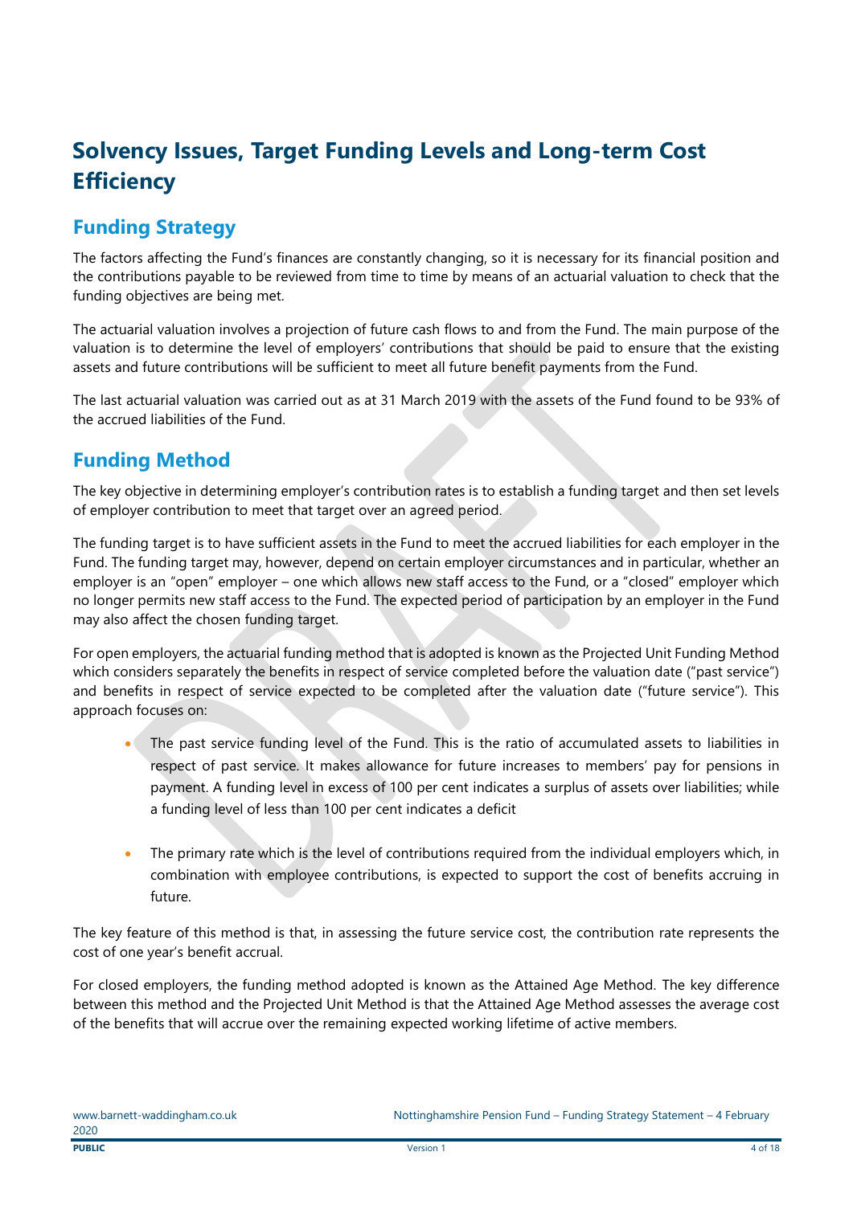# Solvency Issues, Target Funding Levels and Long-term Cost Efficiency

## Funding Strategy

The factors affecting the Fund's finances are constantly changing, so it is necessary for its financial position and the contributions payable to be reviewed from time to time by means of an actuarial valuation to check that the funding objectives are being met.

The actuarial valuation involves a projection of future cash flows to and from the Fund. The main purpose of the valuation is to determine the level of employers' contributions that should be paid to ensure that the existing assets and future contributions will be sufficient to meet all future benefit payments from the Fund.

The last actuarial valuation was carried out as at 31 March 2019 with the assets of the Fund found to be 93% of the accrued liabilities of the Fund.

## Funding Method

The key objective in determining employer's contribution rates is to establish a funding target and then set levels of employer contribution to meet that target over an agreed period.

The funding target is to have sufficient assets in the Fund to meet the accrued liabilities for each employer in the Fund. The funding target may, however, depend on certain employer circumstances and in particular, whether an employer is an "open" employer – one which allows new staff access to the Fund, or a "closed" employer which no longer permits new staff access to the Fund. The expected period of participation by an employer in the Fund may also affect the chosen funding target.

For open employers, the actuarial funding method that is adopted is known as the Projected Unit Funding Method which considers separately the benefits in respect of service completed before the valuation date ("past service") and benefits in respect of service expected to be completed after the valuation date ("future service"). This approach focuses on:

- The past service funding level of the Fund. This is the ratio of accumulated assets to liabilities in respect of past service. It makes allowance for future increases to members' pay for pensions in payment. A funding level in excess of 100 per cent indicates a surplus of assets over liabilities; while a funding level of less than 100 per cent indicates a deficit

- The primary rate which is the level of contributions required from the individual employers which, in combination with employee contributions, is expected to support the cost of benefits accruing in future.

The key feature of this method is that, in assessing the future service cost, the contribution rate represents the cost of one year's benefit accrual.

For closed employers, the funding method adopted is known as the Attained Age Method. The key difference between this method and the Projected Unit Method is that the Attained Age Method assesses the average cost of the benefits that will accrue over the remaining expected working lifetime of active members.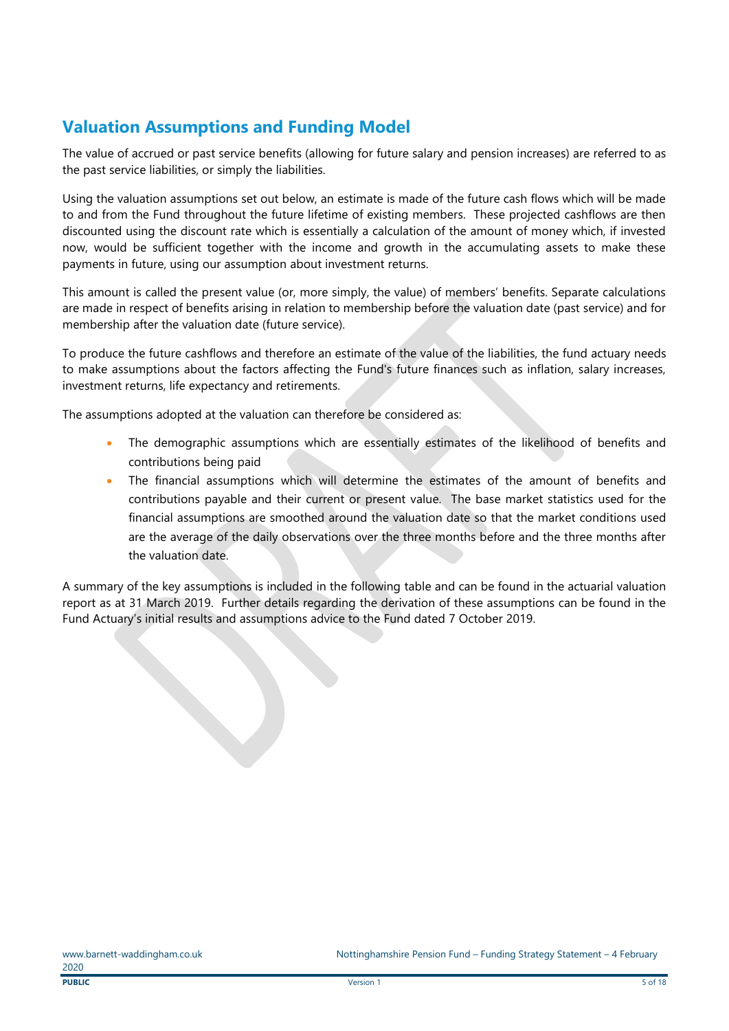## Valuation Assumptions and Funding Model

The value of accrued or past service benefits (allowing for future salary and pension increases) are referred to as the past service liabilities, or simply the liabilities.

Using the valuation assumptions set out below, an estimate is made of the future cash flows which will be made to and from the Fund throughout the future lifetime of existing members. These projected cashflows are then discounted using the discount rate which is essentially a calculation of the amount of money which, if invested now, would be sufficient together with the income and growth in the accumulating assets to make these payments in future, using our assumption about investment returns.

This amount is called the present value (or, more simply, the value) of members' benefits. Separate calculations are made in respect of benefits arising in relation to membership before the valuation date (past service) and for membership after the valuation date (future service).

To produce the future cashflows and therefore an estimate of the value of the liabilities, the fund actuary needs to make assumptions about the factors affecting the Fund's future finances such as inflation, salary increases, investment returns, life expectancy and retirements.

The assumptions adopted at the valuation can therefore be considered as:

- The demographic assumptions which are essentially estimates of the likelihood of benefits and contributions being paid
- The financial assumptions which will determine the estimates of the amount of benefits and contributions payable and their current or present value. The base market statistics used for the financial assumptions are smoothed around the valuation date so that the market conditions used are the average of the daily observations over the three months before and the three months after the valuation date.

A summary of the key assumptions is included in the following table and can be found in the actuarial valuation report as at 31 March 2019. Further details regarding the derivation of these assumptions can be found in the Fund Actuary's initial results and assumptions advice to the Fund dated 7 October 2019.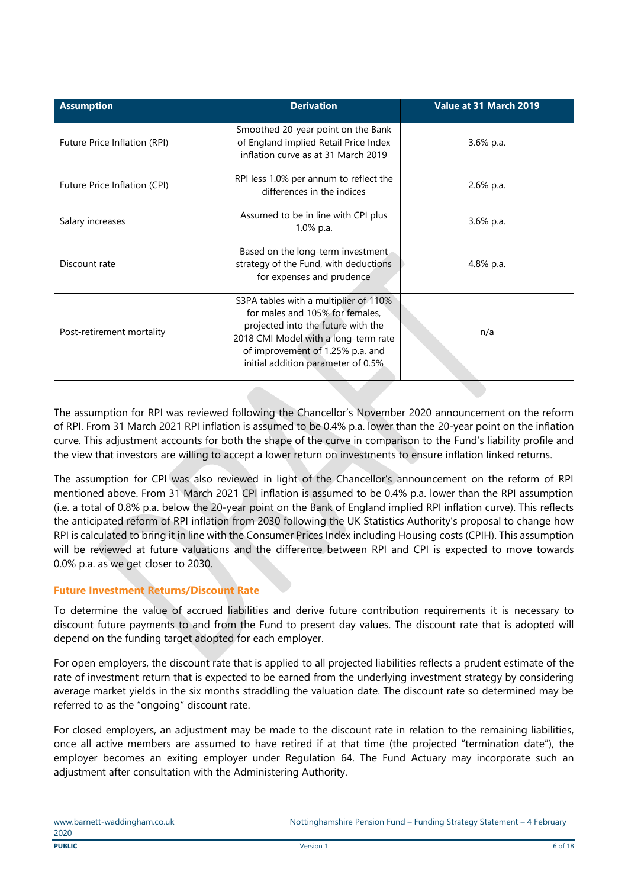| Assumption | Derivation | Value at 31 March 2019 |
|---|---|---|
| Future Price Inflation (RPI) | Smoothed 20-year point on the Bank of England implied Retail Price Index inflation curve as at 31 March 2019 | 3.6% p.a. |
| Future Price Inflation (CPI) | RPI less 1.0% per annum to reflect the differences in the indices | 2.6% p.a. |
| Salary increases | Assumed to be in line with CPI plus 1.0% p.a. | 3.6% p.a. |
| Discount rate | Based on the long-term investment strategy of the Fund, with deductions for expenses and prudence | 4.8% p.a. |
| Post-retirement mortality | S3PA tables with a multiplier of 110% for males and 105% for females, projected into the future with the 2018 CMI Model with a long-term rate of improvement of 1.25% p.a. and initial addition parameter of 0.5% | n/a |

The assumption for RPI was reviewed following the Chancellor's November 2020 announcement on the reform of RPI. From 31 March 2021 RPI inflation is assumed to be 0.4% p.a. lower than the 20-year point on the inflation curve. This adjustment accounts for both the shape of the curve in comparison to the Fund's liability profile and the view that investors are willing to accept a lower return on investments to ensure inflation linked returns.

The assumption for CPI was also reviewed in light of the Chancellor's announcement on the reform of RPI mentioned above. From 31 March 2021 CPI inflation is assumed to be 0.4% p.a. lower than the RPI assumption (i.e. a total of 0.8% p.a. below the 20-year point on the Bank of England implied RPI inflation curve). This reflects the anticipated reform of RPI inflation from 2030 following the UK Statistics Authority's proposal to change how RPI is calculated to bring it in line with the Consumer Prices Index including Housing costs (CPIH). This assumption will be reviewed at future valuations and the difference between RPI and CPI is expected to move towards 0.0% p.a. as we get closer to 2030.

### Future Investment Returns/Discount Rate

To determine the value of accrued liabilities and derive future contribution requirements it is necessary to discount future payments to and from the Fund to present day values. The discount rate that is adopted will depend on the funding target adopted for each employer.

For open employers, the discount rate that is applied to all projected liabilities reflects a prudent estimate of the rate of investment return that is expected to be earned from the underlying investment strategy by considering average market yields in the six months straddling the valuation date. The discount rate so determined may be referred to as the "ongoing" discount rate.

For closed employers, an adjustment may be made to the discount rate in relation to the remaining liabilities, once all active members are assumed to have retired if at that time (the projected "termination date"), the employer becomes an exiting employer under Regulation 64. The Fund Actuary may incorporate such an adjustment after consultation with the Administering Authority.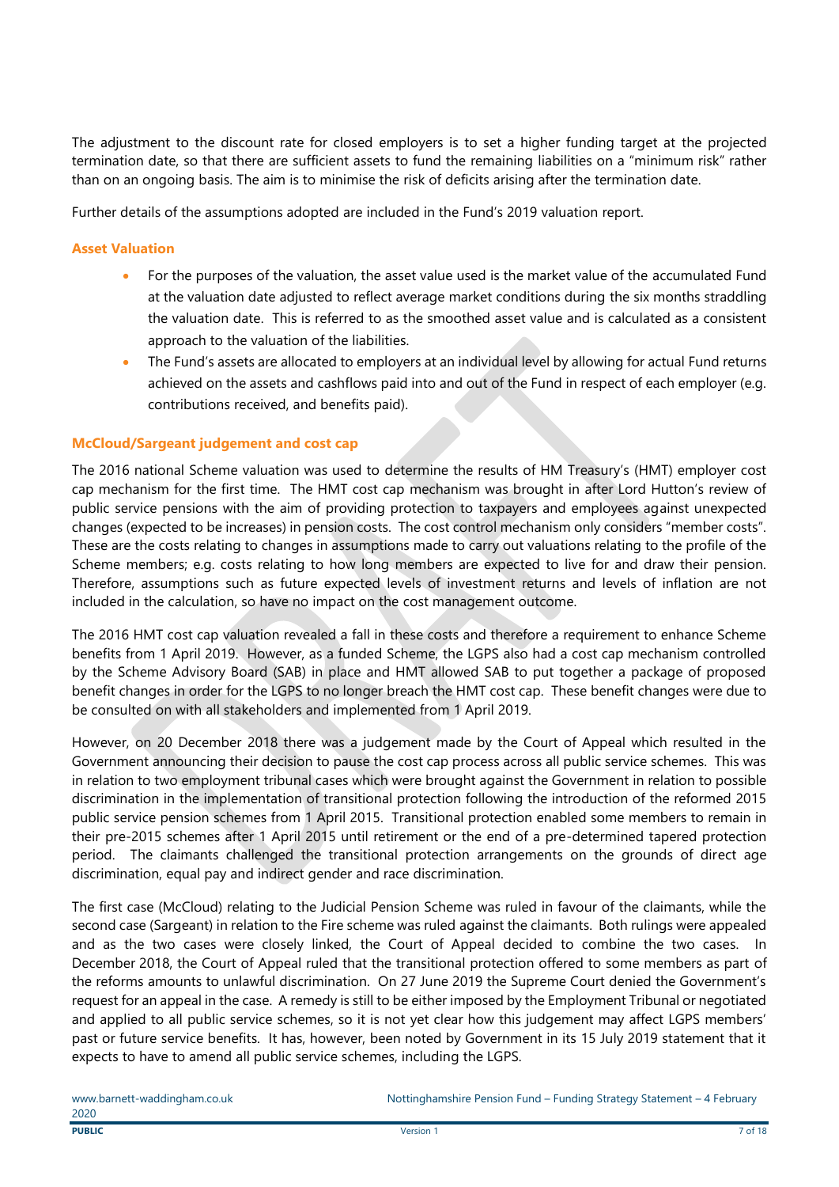The adjustment to the discount rate for closed employers is to set a higher funding target at the projected termination date, so that there are sufficient assets to fund the remaining liabilities on a "minimum risk" rather than on an ongoing basis. The aim is to minimise the risk of deficits arising after the termination date.

Further details of the assumptions adopted are included in the Fund's 2019 valuation report.

### Asset Valuation

- For the purposes of the valuation, the asset value used is the market value of the accumulated Fund at the valuation date adjusted to reflect average market conditions during the six months straddling the valuation date. This is referred to as the smoothed asset value and is calculated as a consistent approach to the valuation of the liabilities.
- The Fund's assets are allocated to employers at an individual level by allowing for actual Fund returns achieved on the assets and cashflows paid into and out of the Fund in respect of each employer (e.g. contributions received, and benefits paid).

### McCloud/Sargeant judgement and cost cap

The 2016 national Scheme valuation was used to determine the results of HM Treasury's (HMT) employer cost cap mechanism for the first time. The HMT cost cap mechanism was brought in after Lord Hutton's review of public service pensions with the aim of providing protection to taxpayers and employees against unexpected changes (expected to be increases) in pension costs. The cost control mechanism only considers "member costs". These are the costs relating to changes in assumptions made to carry out valuations relating to the profile of the Scheme members; e.g. costs relating to how long members are expected to live for and draw their pension. Therefore, assumptions such as future expected levels of investment returns and levels of inflation are not included in the calculation, so have no impact on the cost management outcome.

The 2016 HMT cost cap valuation revealed a fall in these costs and therefore a requirement to enhance Scheme benefits from 1 April 2019. However, as a funded Scheme, the LGPS also had a cost cap mechanism controlled by the Scheme Advisory Board (SAB) in place and HMT allowed SAB to put together a package of proposed benefit changes in order for the LGPS to no longer breach the HMT cost cap. These benefit changes were due to be consulted on with all stakeholders and implemented from 1 April 2019.

However, on 20 December 2018 there was a judgement made by the Court of Appeal which resulted in the Government announcing their decision to pause the cost cap process across all public service schemes. This was in relation to two employment tribunal cases which were brought against the Government in relation to possible discrimination in the implementation of transitional protection following the introduction of the reformed 2015 public service pension schemes from 1 April 2015. Transitional protection enabled some members to remain in their pre-2015 schemes after 1 April 2015 until retirement or the end of a pre-determined tapered protection period. The claimants challenged the transitional protection arrangements on the grounds of direct age discrimination, equal pay and indirect gender and race discrimination.

The first case (McCloud) relating to the Judicial Pension Scheme was ruled in favour of the claimants, while the second case (Sargeant) in relation to the Fire scheme was ruled against the claimants. Both rulings were appealed and as the two cases were closely linked, the Court of Appeal decided to combine the two cases. In December 2018, the Court of Appeal ruled that the transitional protection offered to some members as part of the reforms amounts to unlawful discrimination. On 27 June 2019 the Supreme Court denied the Government's request for an appeal in the case. A remedy is still to be either imposed by the Employment Tribunal or negotiated and applied to all public service schemes, so it is not yet clear how this judgement may affect LGPS members' past or future service benefits. It has, however, been noted by Government in its 15 July 2019 statement that it expects to have to amend all public service schemes, including the LGPS.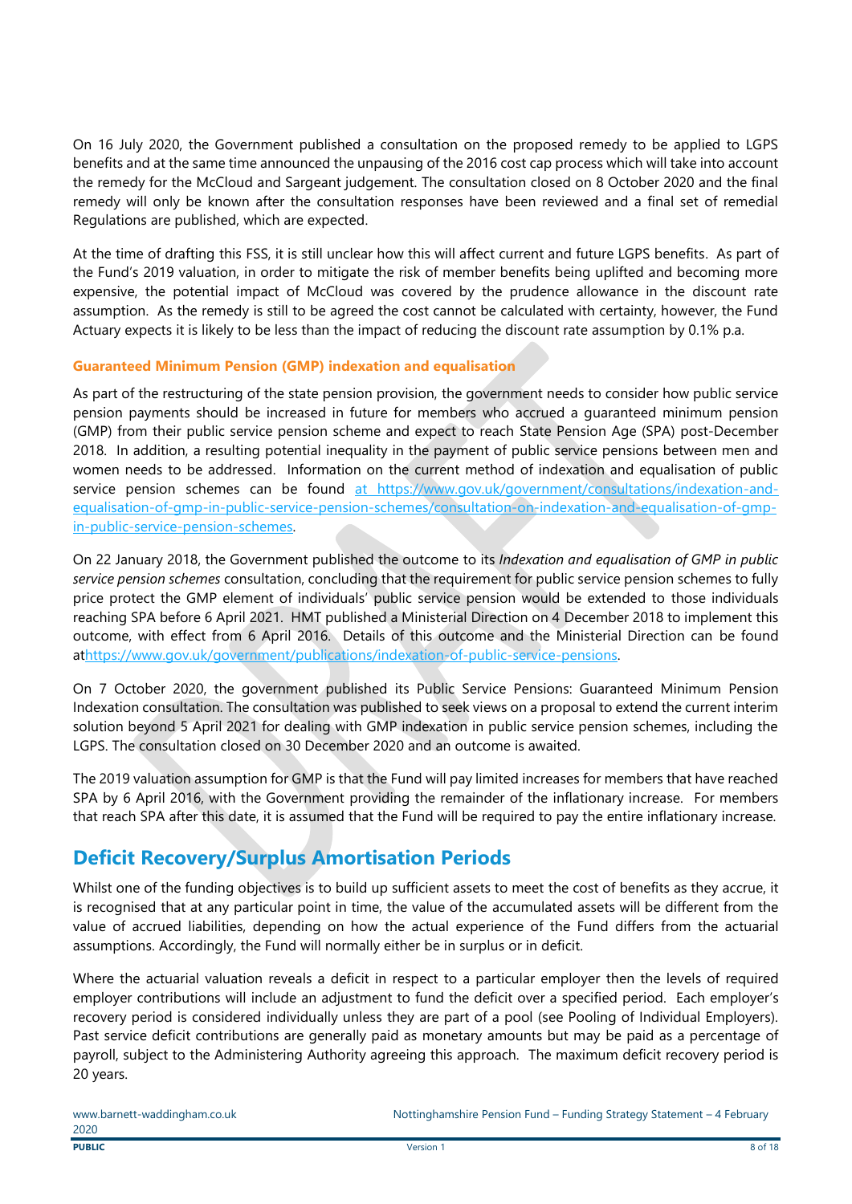On 16 July 2020, the Government published a consultation on the proposed remedy to be applied to LGPS benefits and at the same time announced the unpausing of the 2016 cost cap process which will take into account the remedy for the McCloud and Sargeant judgement. The consultation closed on 8 October 2020 and the final remedy will only be known after the consultation responses have been reviewed and a final set of remedial Regulations are published, which are expected.

At the time of drafting this FSS, it is still unclear how this will affect current and future LGPS benefits. As part of the Fund's 2019 valuation, in order to mitigate the risk of member benefits being uplifted and becoming more expensive, the potential impact of McCloud was covered by the prudence allowance in the discount rate assumption. As the remedy is still to be agreed the cost cannot be calculated with certainty, however, the Fund Actuary expects it is likely to be less than the impact of reducing the discount rate assumption by 0.1% p.a.

### Guaranteed Minimum Pension (GMP) indexation and equalisation

As part of the restructuring of the state pension provision, the government needs to consider how public service pension payments should be increased in future for members who accrued a guaranteed minimum pension (GMP) from their public service pension scheme and expect to reach State Pension Age (SPA) post-December 2018. In addition, a resulting potential inequality in the payment of public service pensions between men and women needs to be addressed. Information on the current method of indexation and equalisation of public service pension schemes can be found at https://www.gov.uk/government/consultations/indexation-and-equalisation-of-gmp-in-public-service-pension-schemes/consultation-on-indexation-and-equalisation-of-gmp-in-public-service-pension-schemes.

On 22 January 2018, the Government published the outcome to its *Indexation and equalisation of GMP in public service pension schemes* consultation, concluding that the requirement for public service pension schemes to fully price protect the GMP element of individuals' public service pension would be extended to those individuals reaching SPA before 6 April 2021. HMT published a Ministerial Direction on 4 December 2018 to implement this outcome, with effect from 6 April 2016. Details of this outcome and the Ministerial Direction can be found athttps://www.gov.uk/government/publications/indexation-of-public-service-pensions.

On 7 October 2020, the government published its Public Service Pensions: Guaranteed Minimum Pension Indexation consultation. The consultation was published to seek views on a proposal to extend the current interim solution beyond 5 April 2021 for dealing with GMP indexation in public service pension schemes, including the LGPS. The consultation closed on 30 December 2020 and an outcome is awaited.

The 2019 valuation assumption for GMP is that the Fund will pay limited increases for members that have reached SPA by 6 April 2016, with the Government providing the remainder of the inflationary increase. For members that reach SPA after this date, it is assumed that the Fund will be required to pay the entire inflationary increase.

## Deficit Recovery/Surplus Amortisation Periods

Whilst one of the funding objectives is to build up sufficient assets to meet the cost of benefits as they accrue, it is recognised that at any particular point in time, the value of the accumulated assets will be different from the value of accrued liabilities, depending on how the actual experience of the Fund differs from the actuarial assumptions. Accordingly, the Fund will normally either be in surplus or in deficit.

Where the actuarial valuation reveals a deficit in respect to a particular employer then the levels of required employer contributions will include an adjustment to fund the deficit over a specified period. Each employer's recovery period is considered individually unless they are part of a pool (see Pooling of Individual Employers). Past service deficit contributions are generally paid as monetary amounts but may be paid as a percentage of payroll, subject to the Administering Authority agreeing this approach. The maximum deficit recovery period is 20 years.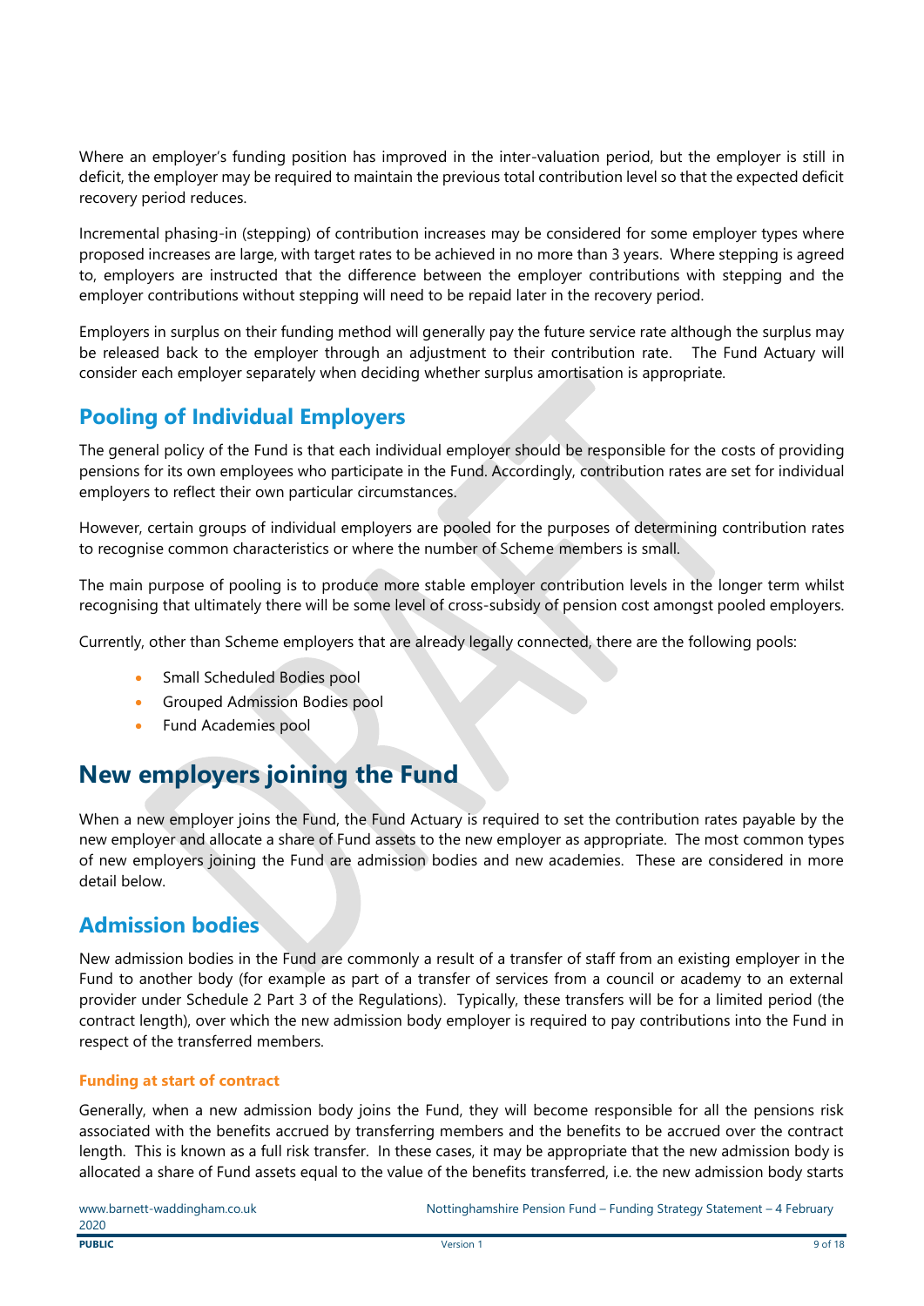Where an employer's funding position has improved in the inter-valuation period, but the employer is still in deficit, the employer may be required to maintain the previous total contribution level so that the expected deficit recovery period reduces.

Incremental phasing-in (stepping) of contribution increases may be considered for some employer types where proposed increases are large, with target rates to be achieved in no more than 3 years. Where stepping is agreed to, employers are instructed that the difference between the employer contributions with stepping and the employer contributions without stepping will need to be repaid later in the recovery period.

Employers in surplus on their funding method will generally pay the future service rate although the surplus may be released back to the employer through an adjustment to their contribution rate. The Fund Actuary will consider each employer separately when deciding whether surplus amortisation is appropriate.

## Pooling of Individual Employers

The general policy of the Fund is that each individual employer should be responsible for the costs of providing pensions for its own employees who participate in the Fund. Accordingly, contribution rates are set for individual employers to reflect their own particular circumstances.

However, certain groups of individual employers are pooled for the purposes of determining contribution rates to recognise common characteristics or where the number of Scheme members is small.

The main purpose of pooling is to produce more stable employer contribution levels in the longer term whilst recognising that ultimately there will be some level of cross-subsidy of pension cost amongst pooled employers.

Currently, other than Scheme employers that are already legally connected, there are the following pools:

- Small Scheduled Bodies pool
- Grouped Admission Bodies pool
- Fund Academies pool

# New employers joining the Fund

When a new employer joins the Fund, the Fund Actuary is required to set the contribution rates payable by the new employer and allocate a share of Fund assets to the new employer as appropriate. The most common types of new employers joining the Fund are admission bodies and new academies. These are considered in more detail below.

## Admission bodies

New admission bodies in the Fund are commonly a result of a transfer of staff from an existing employer in the Fund to another body (for example as part of a transfer of services from a council or academy to an external provider under Schedule 2 Part 3 of the Regulations). Typically, these transfers will be for a limited period (the contract length), over which the new admission body employer is required to pay contributions into the Fund in respect of the transferred members.

### Funding at start of contract

Generally, when a new admission body joins the Fund, they will become responsible for all the pensions risk associated with the benefits accrued by transferring members and the benefits to be accrued over the contract length. This is known as a full risk transfer. In these cases, it may be appropriate that the new admission body is allocated a share of Fund assets equal to the value of the benefits transferred, i.e. the new admission body starts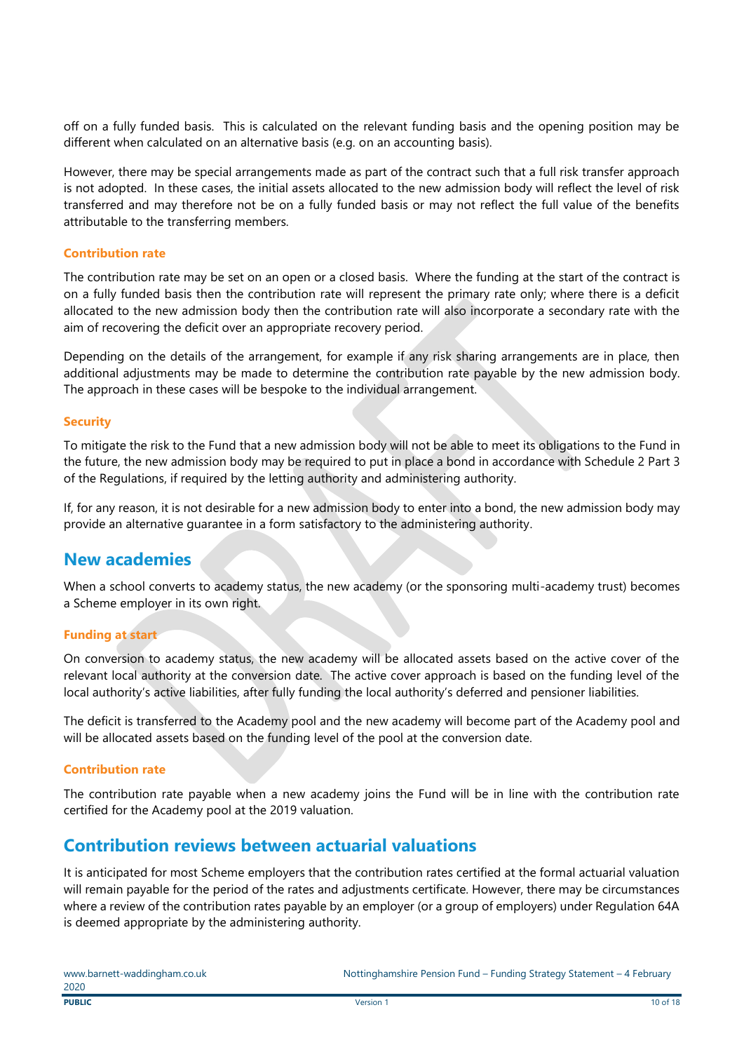off on a fully funded basis. This is calculated on the relevant funding basis and the opening position may be different when calculated on an alternative basis (e.g. on an accounting basis).

However, there may be special arrangements made as part of the contract such that a full risk transfer approach is not adopted. In these cases, the initial assets allocated to the new admission body will reflect the level of risk transferred and may therefore not be on a fully funded basis or may not reflect the full value of the benefits attributable to the transferring members.

### Contribution rate

The contribution rate may be set on an open or a closed basis. Where the funding at the start of the contract is on a fully funded basis then the contribution rate will represent the primary rate only; where there is a deficit allocated to the new admission body then the contribution rate will also incorporate a secondary rate with the aim of recovering the deficit over an appropriate recovery period.

Depending on the details of the arrangement, for example if any risk sharing arrangements are in place, then additional adjustments may be made to determine the contribution rate payable by the new admission body. The approach in these cases will be bespoke to the individual arrangement.

### Security

To mitigate the risk to the Fund that a new admission body will not be able to meet its obligations to the Fund in the future, the new admission body may be required to put in place a bond in accordance with Schedule 2 Part 3 of the Regulations, if required by the letting authority and administering authority.

If, for any reason, it is not desirable for a new admission body to enter into a bond, the new admission body may provide an alternative guarantee in a form satisfactory to the administering authority.

## New academies

When a school converts to academy status, the new academy (or the sponsoring multi-academy trust) becomes a Scheme employer in its own right.

### Funding at start

On conversion to academy status, the new academy will be allocated assets based on the active cover of the relevant local authority at the conversion date. The active cover approach is based on the funding level of the local authority's active liabilities, after fully funding the local authority's deferred and pensioner liabilities.

The deficit is transferred to the Academy pool and the new academy will become part of the Academy pool and will be allocated assets based on the funding level of the pool at the conversion date.

### Contribution rate

The contribution rate payable when a new academy joins the Fund will be in line with the contribution rate certified for the Academy pool at the 2019 valuation.

## Contribution reviews between actuarial valuations

It is anticipated for most Scheme employers that the contribution rates certified at the formal actuarial valuation will remain payable for the period of the rates and adjustments certificate. However, there may be circumstances where a review of the contribution rates payable by an employer (or a group of employers) under Regulation 64A is deemed appropriate by the administering authority.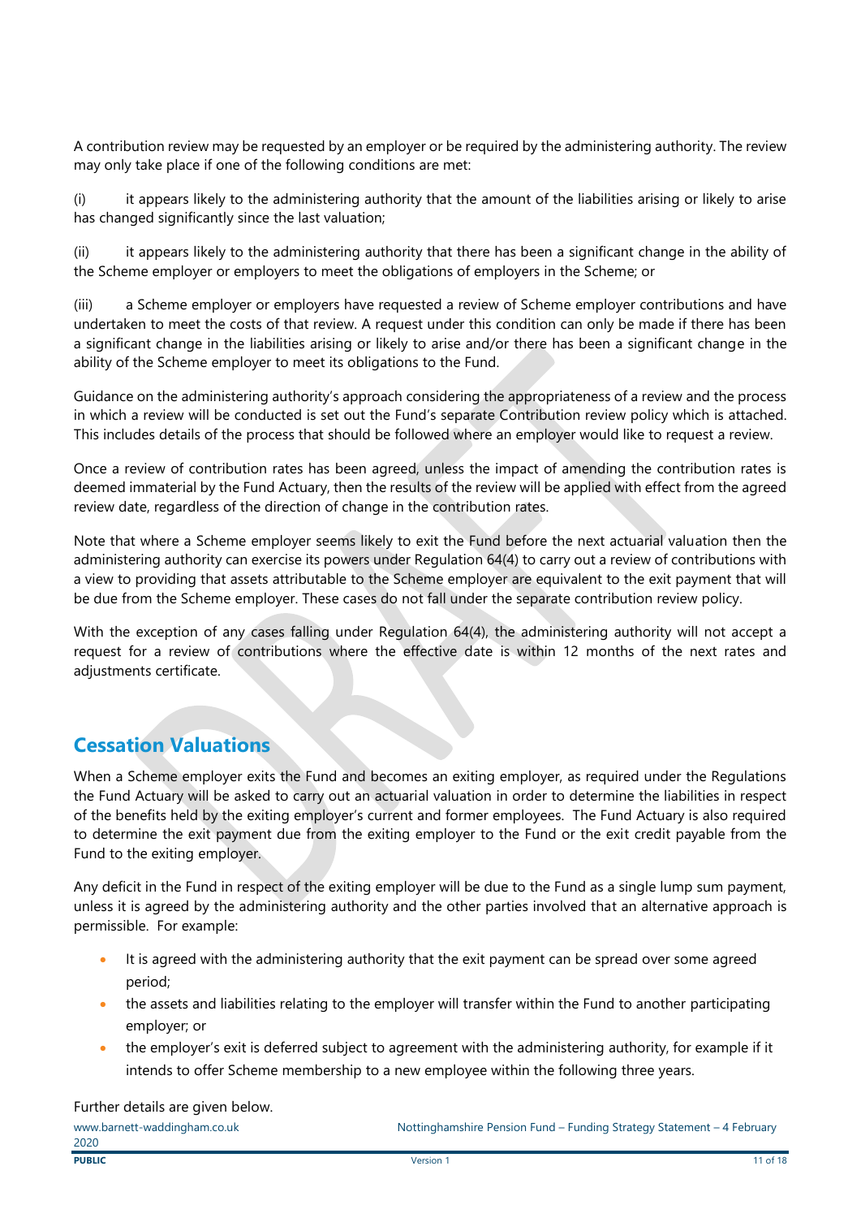A contribution review may be requested by an employer or be required by the administering authority. The review may only take place if one of the following conditions are met:

(i) it appears likely to the administering authority that the amount of the liabilities arising or likely to arise has changed significantly since the last valuation;

(ii) it appears likely to the administering authority that there has been a significant change in the ability of the Scheme employer or employers to meet the obligations of employers in the Scheme; or

(iii) a Scheme employer or employers have requested a review of Scheme employer contributions and have undertaken to meet the costs of that review. A request under this condition can only be made if there has been a significant change in the liabilities arising or likely to arise and/or there has been a significant change in the ability of the Scheme employer to meet its obligations to the Fund.

Guidance on the administering authority's approach considering the appropriateness of a review and the process in which a review will be conducted is set out the Fund's separate Contribution review policy which is attached. This includes details of the process that should be followed where an employer would like to request a review.

Once a review of contribution rates has been agreed, unless the impact of amending the contribution rates is deemed immaterial by the Fund Actuary, then the results of the review will be applied with effect from the agreed review date, regardless of the direction of change in the contribution rates.

Note that where a Scheme employer seems likely to exit the Fund before the next actuarial valuation then the administering authority can exercise its powers under Regulation 64(4) to carry out a review of contributions with a view to providing that assets attributable to the Scheme employer are equivalent to the exit payment that will be due from the Scheme employer. These cases do not fall under the separate contribution review policy.

With the exception of any cases falling under Regulation 64(4), the administering authority will not accept a request for a review of contributions where the effective date is within 12 months of the next rates and adjustments certificate.

## Cessation Valuations

When a Scheme employer exits the Fund and becomes an exiting employer, as required under the Regulations the Fund Actuary will be asked to carry out an actuarial valuation in order to determine the liabilities in respect of the benefits held by the exiting employer's current and former employees. The Fund Actuary is also required to determine the exit payment due from the exiting employer to the Fund or the exit credit payable from the Fund to the exiting employer.

Any deficit in the Fund in respect of the exiting employer will be due to the Fund as a single lump sum payment, unless it is agreed by the administering authority and the other parties involved that an alternative approach is permissible. For example:

- It is agreed with the administering authority that the exit payment can be spread over some agreed period;
- the assets and liabilities relating to the employer will transfer within the Fund to another participating employer; or
- the employer's exit is deferred subject to agreement with the administering authority, for example if it intends to offer Scheme membership to a new employee within the following three years.

Further details are given below.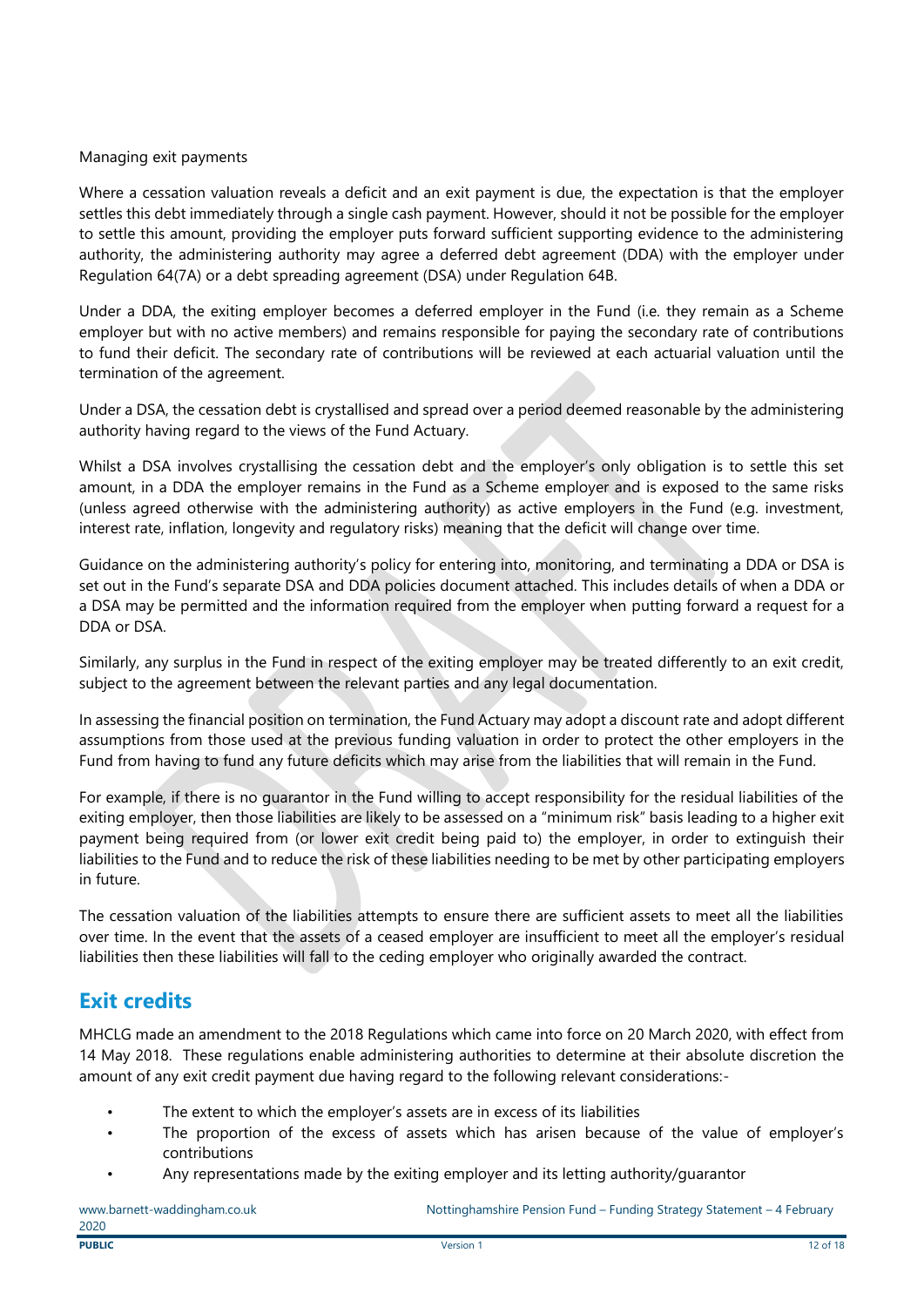Managing exit payments

Where a cessation valuation reveals a deficit and an exit payment is due, the expectation is that the employer settles this debt immediately through a single cash payment. However, should it not be possible for the employer to settle this amount, providing the employer puts forward sufficient supporting evidence to the administering authority, the administering authority may agree a deferred debt agreement (DDA) with the employer under Regulation 64(7A) or a debt spreading agreement (DSA) under Regulation 64B.

Under a DDA, the exiting employer becomes a deferred employer in the Fund (i.e. they remain as a Scheme employer but with no active members) and remains responsible for paying the secondary rate of contributions to fund their deficit. The secondary rate of contributions will be reviewed at each actuarial valuation until the termination of the agreement.

Under a DSA, the cessation debt is crystallised and spread over a period deemed reasonable by the administering authority having regard to the views of the Fund Actuary.

Whilst a DSA involves crystallising the cessation debt and the employer's only obligation is to settle this set amount, in a DDA the employer remains in the Fund as a Scheme employer and is exposed to the same risks (unless agreed otherwise with the administering authority) as active employers in the Fund (e.g. investment, interest rate, inflation, longevity and regulatory risks) meaning that the deficit will change over time.

Guidance on the administering authority's policy for entering into, monitoring, and terminating a DDA or DSA is set out in the Fund's separate DSA and DDA policies document attached. This includes details of when a DDA or a DSA may be permitted and the information required from the employer when putting forward a request for a DDA or DSA.

Similarly, any surplus in the Fund in respect of the exiting employer may be treated differently to an exit credit, subject to the agreement between the relevant parties and any legal documentation.

In assessing the financial position on termination, the Fund Actuary may adopt a discount rate and adopt different assumptions from those used at the previous funding valuation in order to protect the other employers in the Fund from having to fund any future deficits which may arise from the liabilities that will remain in the Fund.

For example, if there is no guarantor in the Fund willing to accept responsibility for the residual liabilities of the exiting employer, then those liabilities are likely to be assessed on a "minimum risk" basis leading to a higher exit payment being required from (or lower exit credit being paid to) the employer, in order to extinguish their liabilities to the Fund and to reduce the risk of these liabilities needing to be met by other participating employers in future.

The cessation valuation of the liabilities attempts to ensure there are sufficient assets to meet all the liabilities over time. In the event that the assets of a ceased employer are insufficient to meet all the employer's residual liabilities then these liabilities will fall to the ceding employer who originally awarded the contract.

## Exit credits

MHCLG made an amendment to the 2018 Regulations which came into force on 20 March 2020, with effect from 14 May 2018. These regulations enable administering authorities to determine at their absolute discretion the amount of any exit credit payment due having regard to the following relevant considerations:-

- The extent to which the employer's assets are in excess of its liabilities
- The proportion of the excess of assets which has arisen because of the value of employer's contributions
- Any representations made by the exiting employer and its letting authority/guarantor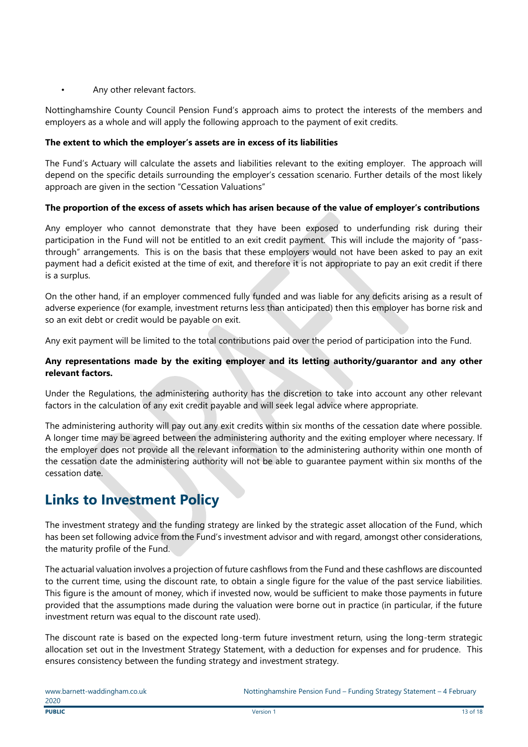- Any other relevant factors.

Nottinghamshire County Council Pension Fund's approach aims to protect the interests of the members and employers as a whole and will apply the following approach to the payment of exit credits.

**The extent to which the employer's assets are in excess of its liabilities**

The Fund's Actuary will calculate the assets and liabilities relevant to the exiting employer. The approach will depend on the specific details surrounding the employer's cessation scenario. Further details of the most likely approach are given in the section "Cessation Valuations"

**The proportion of the excess of assets which has arisen because of the value of employer's contributions**

Any employer who cannot demonstrate that they have been exposed to underfunding risk during their participation in the Fund will not be entitled to an exit credit payment. This will include the majority of "pass-through" arrangements. This is on the basis that these employers would not have been asked to pay an exit payment had a deficit existed at the time of exit, and therefore it is not appropriate to pay an exit credit if there is a surplus.

On the other hand, if an employer commenced fully funded and was liable for any deficits arising as a result of adverse experience (for example, investment returns less than anticipated) then this employer has borne risk and so an exit debt or credit would be payable on exit.

Any exit payment will be limited to the total contributions paid over the period of participation into the Fund.

**Any representations made by the exiting employer and its letting authority/guarantor and any other relevant factors.**

Under the Regulations, the administering authority has the discretion to take into account any other relevant factors in the calculation of any exit credit payable and will seek legal advice where appropriate.

The administering authority will pay out any exit credits within six months of the cessation date where possible. A longer time may be agreed between the administering authority and the exiting employer where necessary. If the employer does not provide all the relevant information to the administering authority within one month of the cessation date the administering authority will not be able to guarantee payment within six months of the cessation date.

## Links to Investment Policy

The investment strategy and the funding strategy are linked by the strategic asset allocation of the Fund, which has been set following advice from the Fund's investment advisor and with regard, amongst other considerations, the maturity profile of the Fund.

The actuarial valuation involves a projection of future cashflows from the Fund and these cashflows are discounted to the current time, using the discount rate, to obtain a single figure for the value of the past service liabilities. This figure is the amount of money, which if invested now, would be sufficient to make those payments in future provided that the assumptions made during the valuation were borne out in practice (in particular, if the future investment return was equal to the discount rate used).

The discount rate is based on the expected long-term future investment return, using the long-term strategic allocation set out in the Investment Strategy Statement, with a deduction for expenses and for prudence. This ensures consistency between the funding strategy and investment strategy.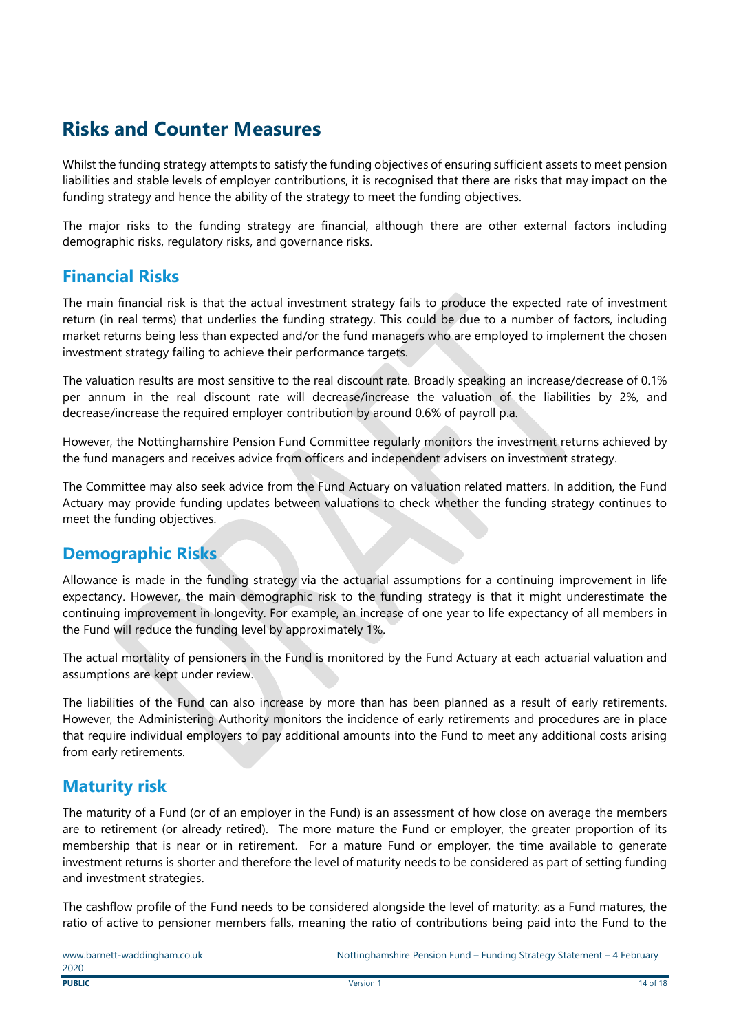# Risks and Counter Measures

Whilst the funding strategy attempts to satisfy the funding objectives of ensuring sufficient assets to meet pension liabilities and stable levels of employer contributions, it is recognised that there are risks that may impact on the funding strategy and hence the ability of the strategy to meet the funding objectives.

The major risks to the funding strategy are financial, although there are other external factors including demographic risks, regulatory risks, and governance risks.

## Financial Risks

The main financial risk is that the actual investment strategy fails to produce the expected rate of investment return (in real terms) that underlies the funding strategy. This could be due to a number of factors, including market returns being less than expected and/or the fund managers who are employed to implement the chosen investment strategy failing to achieve their performance targets.

The valuation results are most sensitive to the real discount rate. Broadly speaking an increase/decrease of 0.1% per annum in the real discount rate will decrease/increase the valuation of the liabilities by 2%, and decrease/increase the required employer contribution by around 0.6% of payroll p.a.

However, the Nottinghamshire Pension Fund Committee regularly monitors the investment returns achieved by the fund managers and receives advice from officers and independent advisers on investment strategy.

The Committee may also seek advice from the Fund Actuary on valuation related matters. In addition, the Fund Actuary may provide funding updates between valuations to check whether the funding strategy continues to meet the funding objectives.

## Demographic Risks

Allowance is made in the funding strategy via the actuarial assumptions for a continuing improvement in life expectancy. However, the main demographic risk to the funding strategy is that it might underestimate the continuing improvement in longevity. For example, an increase of one year to life expectancy of all members in the Fund will reduce the funding level by approximately 1%.

The actual mortality of pensioners in the Fund is monitored by the Fund Actuary at each actuarial valuation and assumptions are kept under review.

The liabilities of the Fund can also increase by more than has been planned as a result of early retirements. However, the Administering Authority monitors the incidence of early retirements and procedures are in place that require individual employers to pay additional amounts into the Fund to meet any additional costs arising from early retirements.

## Maturity risk

The maturity of a Fund (or of an employer in the Fund) is an assessment of how close on average the members are to retirement (or already retired). The more mature the Fund or employer, the greater proportion of its membership that is near or in retirement. For a mature Fund or employer, the time available to generate investment returns is shorter and therefore the level of maturity needs to be considered as part of setting funding and investment strategies.

The cashflow profile of the Fund needs to be considered alongside the level of maturity: as a Fund matures, the ratio of active to pensioner members falls, meaning the ratio of contributions being paid into the Fund to the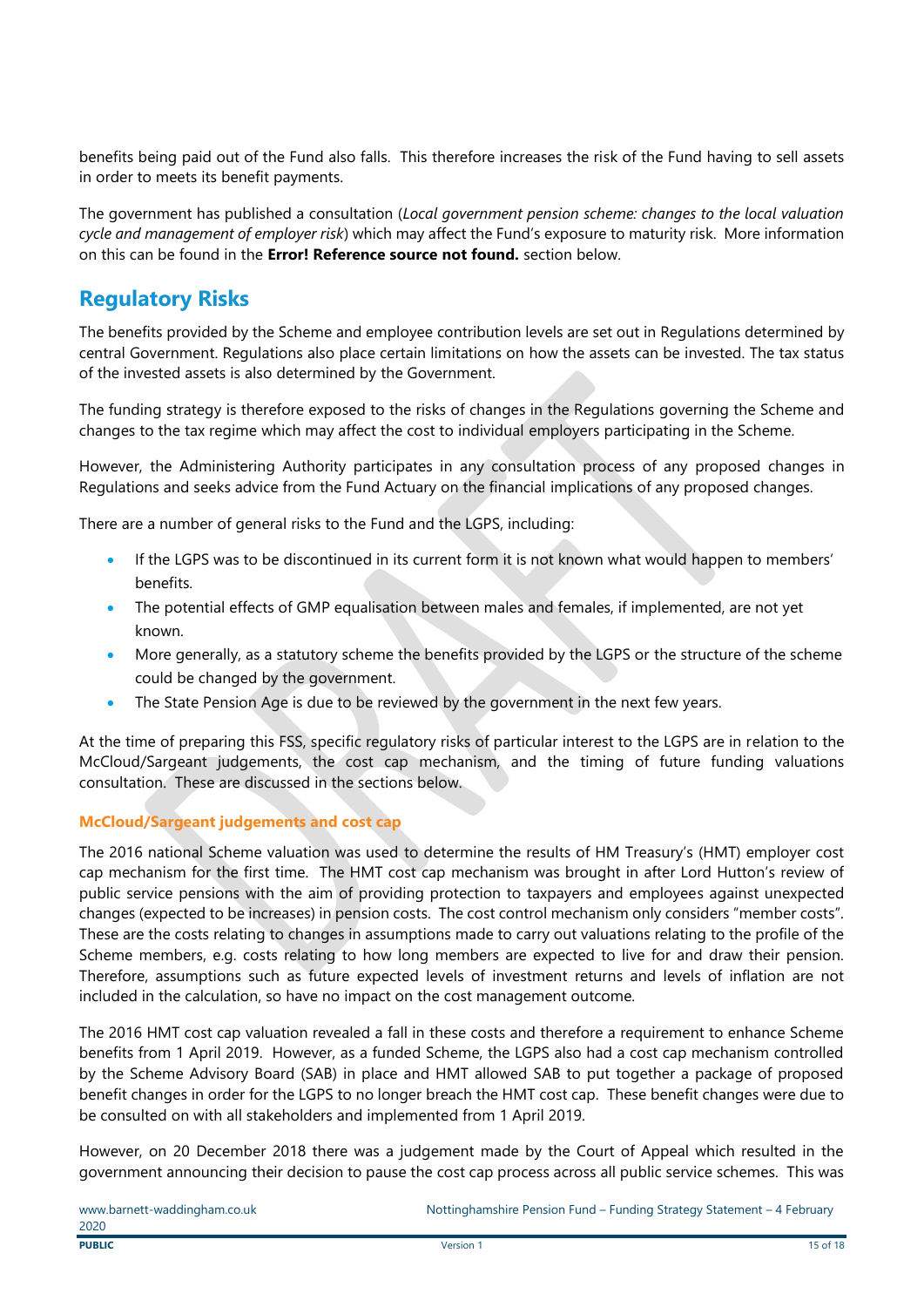benefits being paid out of the Fund also falls. This therefore increases the risk of the Fund having to sell assets in order to meets its benefit payments.

The government has published a consultation (*Local government pension scheme: changes to the local valuation cycle and management of employer risk*) which may affect the Fund's exposure to maturity risk. More information on this can be found in the **Error! Reference source not found.** section below.

## Regulatory Risks

The benefits provided by the Scheme and employee contribution levels are set out in Regulations determined by central Government. Regulations also place certain limitations on how the assets can be invested. The tax status of the invested assets is also determined by the Government.

The funding strategy is therefore exposed to the risks of changes in the Regulations governing the Scheme and changes to the tax regime which may affect the cost to individual employers participating in the Scheme.

However, the Administering Authority participates in any consultation process of any proposed changes in Regulations and seeks advice from the Fund Actuary on the financial implications of any proposed changes.

There are a number of general risks to the Fund and the LGPS, including:

- If the LGPS was to be discontinued in its current form it is not known what would happen to members' benefits.
- The potential effects of GMP equalisation between males and females, if implemented, are not yet known.
- More generally, as a statutory scheme the benefits provided by the LGPS or the structure of the scheme could be changed by the government.
- The State Pension Age is due to be reviewed by the government in the next few years.

At the time of preparing this FSS, specific regulatory risks of particular interest to the LGPS are in relation to the McCloud/Sargeant judgements, the cost cap mechanism, and the timing of future funding valuations consultation. These are discussed in the sections below.

### McCloud/Sargeant judgements and cost cap

The 2016 national Scheme valuation was used to determine the results of HM Treasury's (HMT) employer cost cap mechanism for the first time. The HMT cost cap mechanism was brought in after Lord Hutton's review of public service pensions with the aim of providing protection to taxpayers and employees against unexpected changes (expected to be increases) in pension costs. The cost control mechanism only considers "member costs". These are the costs relating to changes in assumptions made to carry out valuations relating to the profile of the Scheme members, e.g. costs relating to how long members are expected to live for and draw their pension. Therefore, assumptions such as future expected levels of investment returns and levels of inflation are not included in the calculation, so have no impact on the cost management outcome.

The 2016 HMT cost cap valuation revealed a fall in these costs and therefore a requirement to enhance Scheme benefits from 1 April 2019. However, as a funded Scheme, the LGPS also had a cost cap mechanism controlled by the Scheme Advisory Board (SAB) in place and HMT allowed SAB to put together a package of proposed benefit changes in order for the LGPS to no longer breach the HMT cost cap. These benefit changes were due to be consulted on with all stakeholders and implemented from 1 April 2019.

However, on 20 December 2018 there was a judgement made by the Court of Appeal which resulted in the government announcing their decision to pause the cost cap process across all public service schemes. This was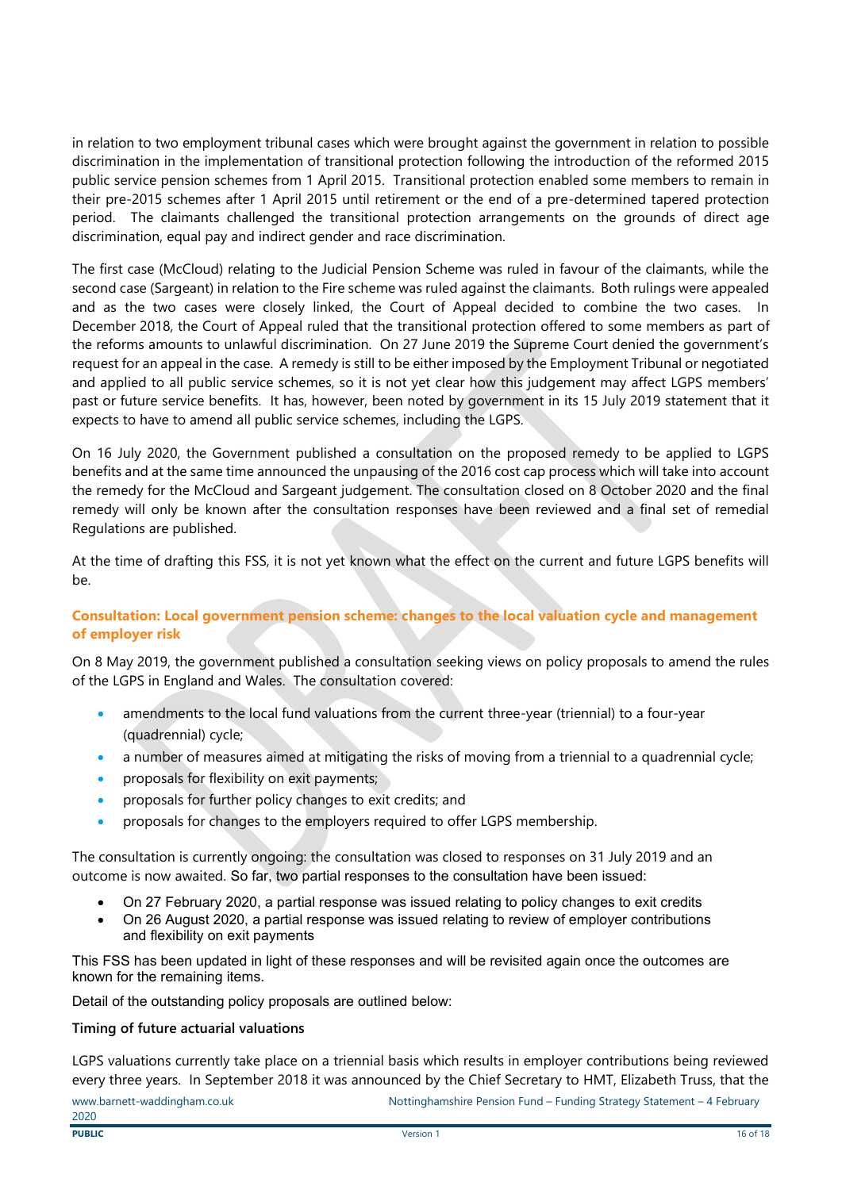in relation to two employment tribunal cases which were brought against the government in relation to possible discrimination in the implementation of transitional protection following the introduction of the reformed 2015 public service pension schemes from 1 April 2015. Transitional protection enabled some members to remain in their pre-2015 schemes after 1 April 2015 until retirement or the end of a pre-determined tapered protection period. The claimants challenged the transitional protection arrangements on the grounds of direct age discrimination, equal pay and indirect gender and race discrimination.

The first case (McCloud) relating to the Judicial Pension Scheme was ruled in favour of the claimants, while the second case (Sargeant) in relation to the Fire scheme was ruled against the claimants. Both rulings were appealed and as the two cases were closely linked, the Court of Appeal decided to combine the two cases. In December 2018, the Court of Appeal ruled that the transitional protection offered to some members as part of the reforms amounts to unlawful discrimination. On 27 June 2019 the Supreme Court denied the government's request for an appeal in the case. A remedy is still to be either imposed by the Employment Tribunal or negotiated and applied to all public service schemes, so it is not yet clear how this judgement may affect LGPS members' past or future service benefits. It has, however, been noted by government in its 15 July 2019 statement that it expects to have to amend all public service schemes, including the LGPS.

On 16 July 2020, the Government published a consultation on the proposed remedy to be applied to LGPS benefits and at the same time announced the unpausing of the 2016 cost cap process which will take into account the remedy for the McCloud and Sargeant judgement. The consultation closed on 8 October 2020 and the final remedy will only be known after the consultation responses have been reviewed and a final set of remedial Regulations are published.

At the time of drafting this FSS, it is not yet known what the effect on the current and future LGPS benefits will be.

### Consultation: Local government pension scheme: changes to the local valuation cycle and management of employer risk

On 8 May 2019, the government published a consultation seeking views on policy proposals to amend the rules of the LGPS in England and Wales. The consultation covered:

- amendments to the local fund valuations from the current three-year (triennial) to a four-year (quadrennial) cycle;
- a number of measures aimed at mitigating the risks of moving from a triennial to a quadrennial cycle;
- proposals for flexibility on exit payments;
- proposals for further policy changes to exit credits; and
- proposals for changes to the employers required to offer LGPS membership.

The consultation is currently ongoing: the consultation was closed to responses on 31 July 2019 and an outcome is now awaited. So far, two partial responses to the consultation have been issued:

- On 27 February 2020, a partial response was issued relating to policy changes to exit credits
- On 26 August 2020, a partial response was issued relating to review of employer contributions and flexibility on exit payments

This FSS has been updated in light of these responses and will be revisited again once the outcomes are known for the remaining items.

Detail of the outstanding policy proposals are outlined below:

**Timing of future actuarial valuations**

LGPS valuations currently take place on a triennial basis which results in employer contributions being reviewed every three years. In September 2018 it was announced by the Chief Secretary to HMT, Elizabeth Truss, that the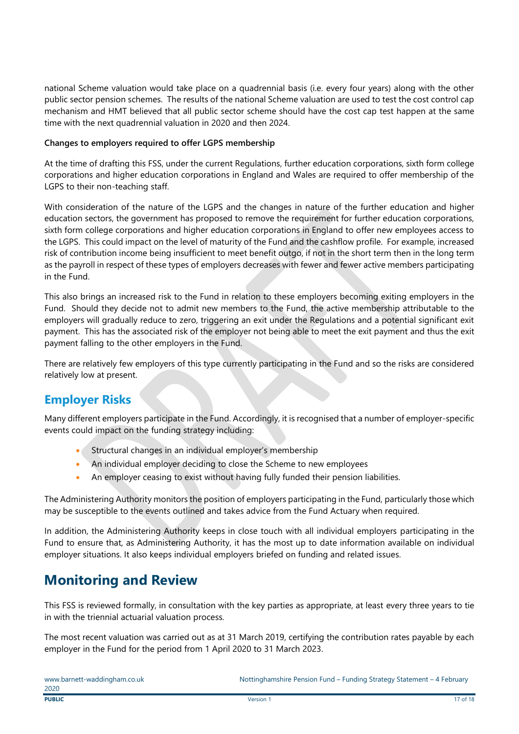national Scheme valuation would take place on a quadrennial basis (i.e. every four years) along with the other public sector pension schemes. The results of the national Scheme valuation are used to test the cost control cap mechanism and HMT believed that all public sector scheme should have the cost cap test happen at the same time with the next quadrennial valuation in 2020 and then 2024.

**Changes to employers required to offer LGPS membership**

At the time of drafting this FSS, under the current Regulations, further education corporations, sixth form college corporations and higher education corporations in England and Wales are required to offer membership of the LGPS to their non-teaching staff.

With consideration of the nature of the LGPS and the changes in nature of the further education and higher education sectors, the government has proposed to remove the requirement for further education corporations, sixth form college corporations and higher education corporations in England to offer new employees access to the LGPS. This could impact on the level of maturity of the Fund and the cashflow profile. For example, increased risk of contribution income being insufficient to meet benefit outgo, if not in the short term then in the long term as the payroll in respect of these types of employers decreases with fewer and fewer active members participating in the Fund.

This also brings an increased risk to the Fund in relation to these employers becoming exiting employers in the Fund. Should they decide not to admit new members to the Fund, the active membership attributable to the employers will gradually reduce to zero, triggering an exit under the Regulations and a potential significant exit payment. This has the associated risk of the employer not being able to meet the exit payment and thus the exit payment falling to the other employers in the Fund.

There are relatively few employers of this type currently participating in the Fund and so the risks are considered relatively low at present.

## Employer Risks

Many different employers participate in the Fund. Accordingly, it is recognised that a number of employer-specific events could impact on the funding strategy including:

- Structural changes in an individual employer's membership
- An individual employer deciding to close the Scheme to new employees
- An employer ceasing to exist without having fully funded their pension liabilities.

The Administering Authority monitors the position of employers participating in the Fund, particularly those which may be susceptible to the events outlined and takes advice from the Fund Actuary when required.

In addition, the Administering Authority keeps in close touch with all individual employers participating in the Fund to ensure that, as Administering Authority, it has the most up to date information available on individual employer situations. It also keeps individual employers briefed on funding and related issues.

# Monitoring and Review

This FSS is reviewed formally, in consultation with the key parties as appropriate, at least every three years to tie in with the triennial actuarial valuation process.

The most recent valuation was carried out as at 31 March 2019, certifying the contribution rates payable by each employer in the Fund for the period from 1 April 2020 to 31 March 2023.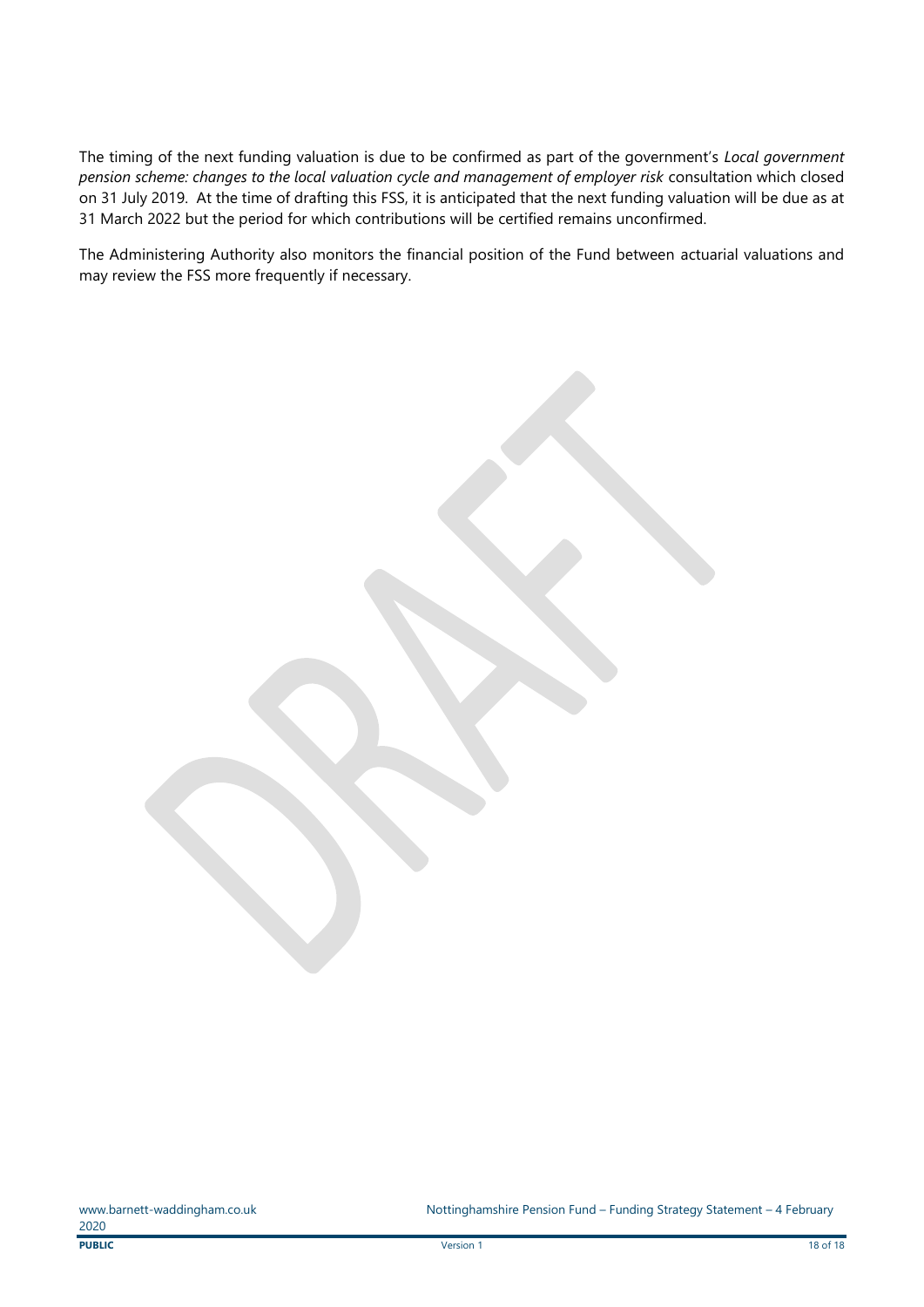The timing of the next funding valuation is due to be confirmed as part of the government's *Local government pension scheme: changes to the local valuation cycle and management of employer risk* consultation which closed on 31 July 2019. At the time of drafting this FSS, it is anticipated that the next funding valuation will be due as at 31 March 2022 but the period for which contributions will be certified remains unconfirmed.

The Administering Authority also monitors the financial position of the Fund between actuarial valuations and may review the FSS more frequently if necessary.